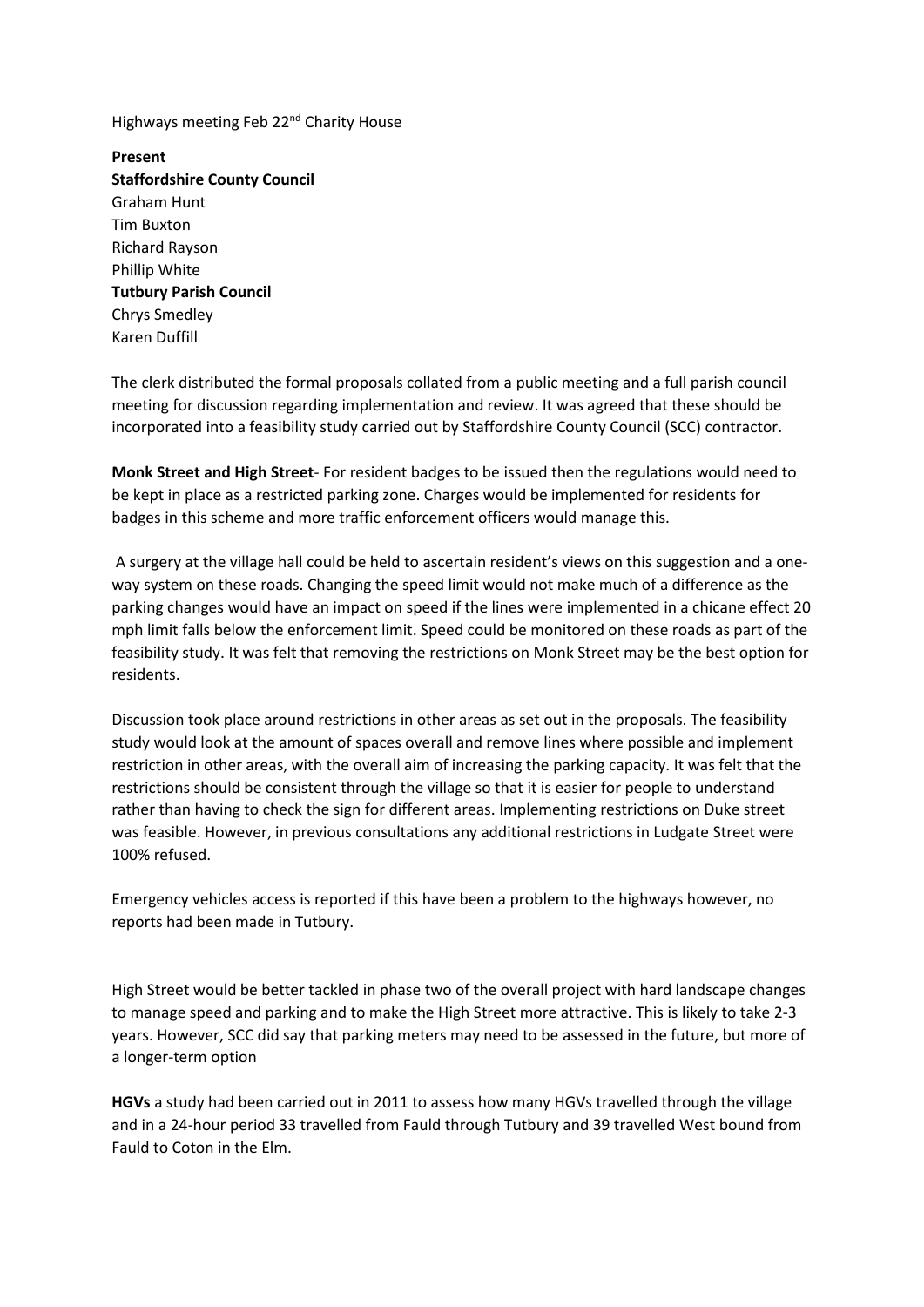Highways meeting Feb 22nd Charity House

**Present**

**Staffordshire County Council**

Graham Hunt
Tim Buxton
Richard Rayson
Phillip White

**Tutbury Parish Council**

Chrys Smedley
Karen Duffill

The clerk distributed the formal proposals collated from a public meeting and a full parish council meeting for discussion regarding implementation and review. It was agreed that these should be incorporated into a feasibility study carried out by Staffordshire County Council (SCC) contractor.

**Monk Street and High Street**- For resident badges to be issued then the regulations would need to be kept in place as a restricted parking zone. Charges would be implemented for residents for badges in this scheme and more traffic enforcement officers would manage this.

A surgery at the village hall could be held to ascertain resident's views on this suggestion and a one-way system on these roads. Changing the speed limit would not make much of a difference as the parking changes would have an impact on speed if the lines were implemented in a chicane effect 20 mph limit falls below the enforcement limit. Speed could be monitored on these roads as part of the feasibility study. It was felt that removing the restrictions on Monk Street may be the best option for residents.

Discussion took place around restrictions in other areas as set out in the proposals. The feasibility study would look at the amount of spaces overall and remove lines where possible and implement restriction in other areas, with the overall aim of increasing the parking capacity. It was felt that the restrictions should be consistent through the village so that it is easier for people to understand rather than having to check the sign for different areas. Implementing restrictions on Duke street was feasible. However, in previous consultations any additional restrictions in Ludgate Street were 100% refused.

Emergency vehicles access is reported if this have been a problem to the highways however, no reports had been made in Tutbury.

High Street would be better tackled in phase two of the overall project with hard landscape changes to manage speed and parking and to make the High Street more attractive. This is likely to take 2-3 years. However, SCC did say that parking meters may need to be assessed in the future, but more of a longer-term option

**HGVs** a study had been carried out in 2011 to assess how many HGVs travelled through the village and in a 24-hour period 33 travelled from Fauld through Tutbury and 39 travelled West bound from Fauld to Coton in the Elm.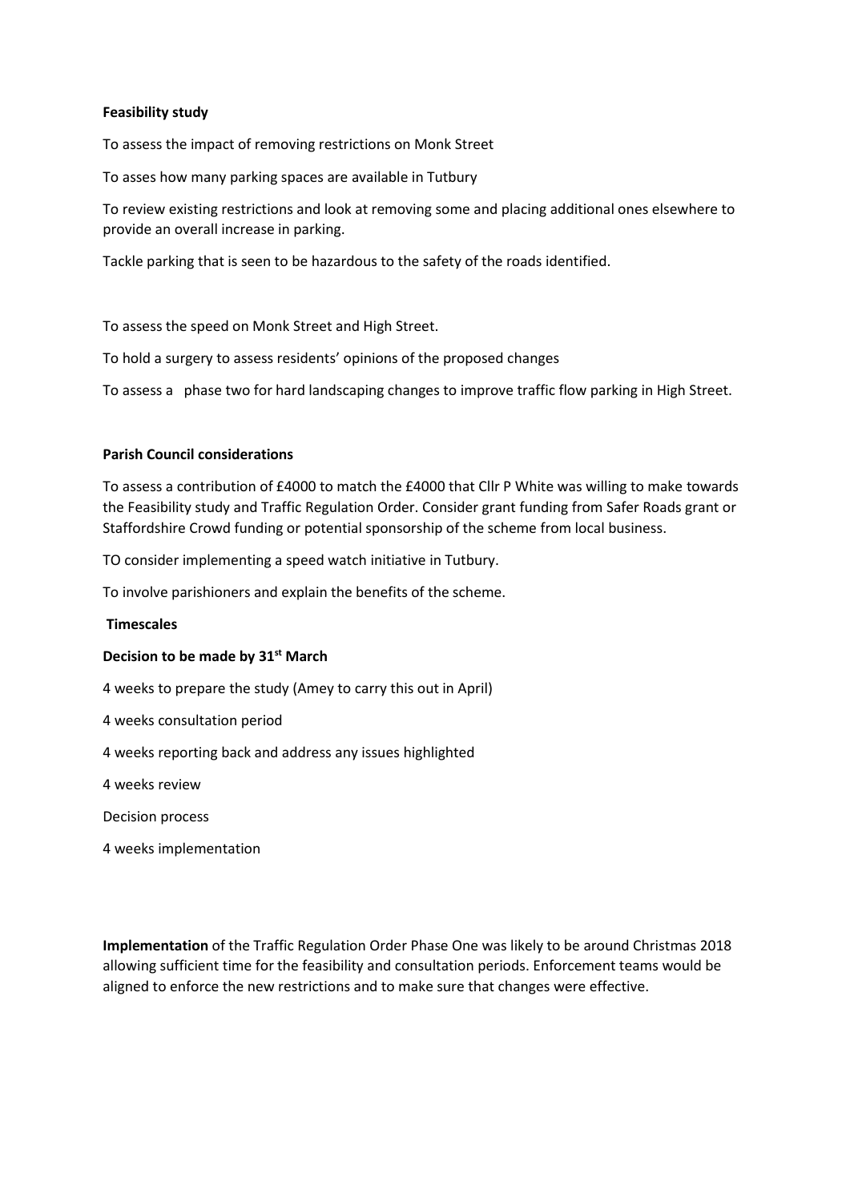**Feasibility study**

To assess the impact of removing restrictions on Monk Street

To asses how many parking spaces are available in Tutbury

To review existing restrictions and look at removing some and placing additional ones elsewhere to provide an overall increase in parking.

Tackle parking that is seen to be hazardous to the safety of the roads identified.

To assess the speed on Monk Street and High Street.

To hold a surgery to assess residents' opinions of the proposed changes

To assess a phase two for hard landscaping changes to improve traffic flow parking in High Street.

**Parish Council considerations**

To assess a contribution of £4000 to match the £4000 that Cllr P White was willing to make towards the Feasibility study and Traffic Regulation Order. Consider grant funding from Safer Roads grant or Staffordshire Crowd funding or potential sponsorship of the scheme from local business.

TO consider implementing a speed watch initiative in Tutbury.

To involve parishioners and explain the benefits of the scheme.

**Timescales**

**Decision to be made by 31st March**

4 weeks to prepare the study (Amey to carry this out in April)

4 weeks consultation period

4 weeks reporting back and address any issues highlighted

4 weeks review

Decision process

4 weeks implementation

**Implementation** of the Traffic Regulation Order Phase One was likely to be around Christmas 2018 allowing sufficient time for the feasibility and consultation periods. Enforcement teams would be aligned to enforce the new restrictions and to make sure that changes were effective.